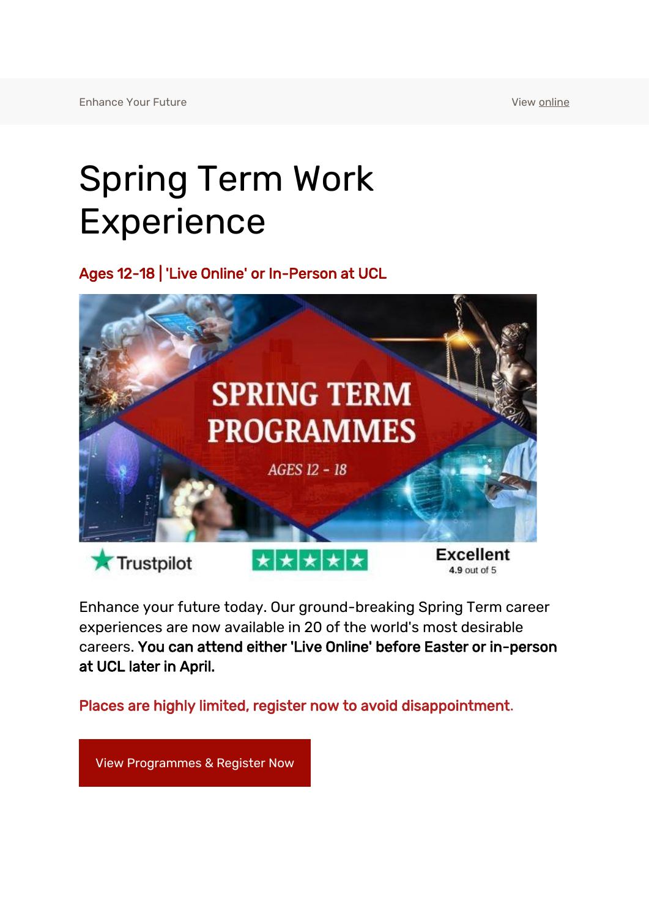Enhance Your Future

View online

# Spring Term Work Experience

## Ages 12-18 | 'Live Online' or In-Person at UCL

Enhance your future today. Our ground-breaking Spring Term career experiences are now available in 20 of the world's most desirable careers. **You can attend either 'Live Online' before Easter or in-person at UCL later in April.**

**Places are highly limited, register now to avoid disappointment.**

View Programmes & Register Now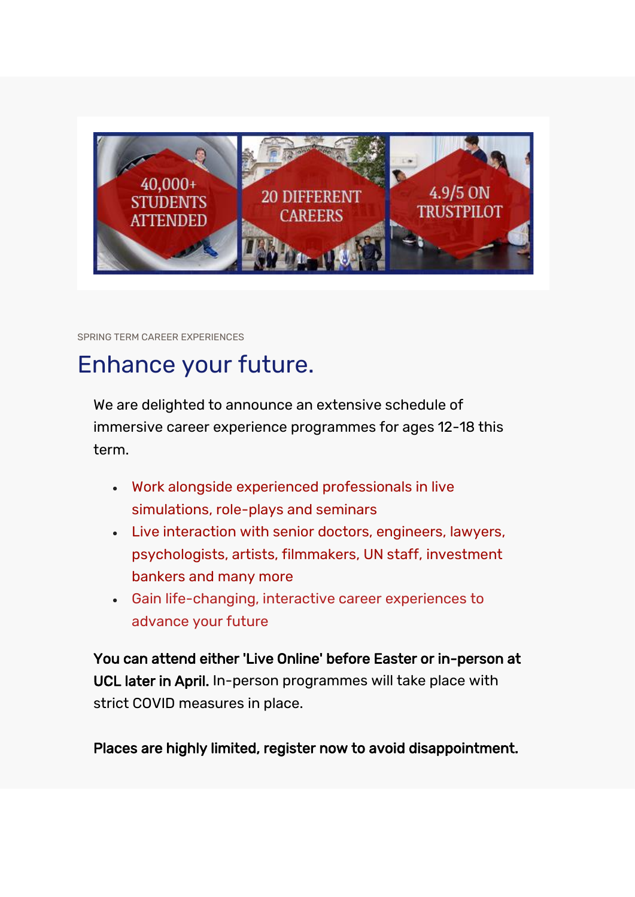40,000+ STUDENTS ATTENDED

20 DIFFERENT CAREERS

4.9/5 ON TRUSTPILOT

SPRING TERM CAREER EXPERIENCES

# Enhance your future.

We are delighted to announce an extensive schedule of immersive career experience programmes for ages 12-18 this term.

- Work alongside experienced professionals in live simulations, role-plays and seminars
- Live interaction with senior doctors, engineers, lawyers, psychologists, artists, filmmakers, UN staff, investment bankers and many more
- Gain life-changing, interactive career experiences to advance your future

**You can attend either 'Live Online' before Easter or in-person at UCL later in April.** In-person programmes will take place with strict COVID measures in place.

**Places are highly limited, register now to avoid disappointment.**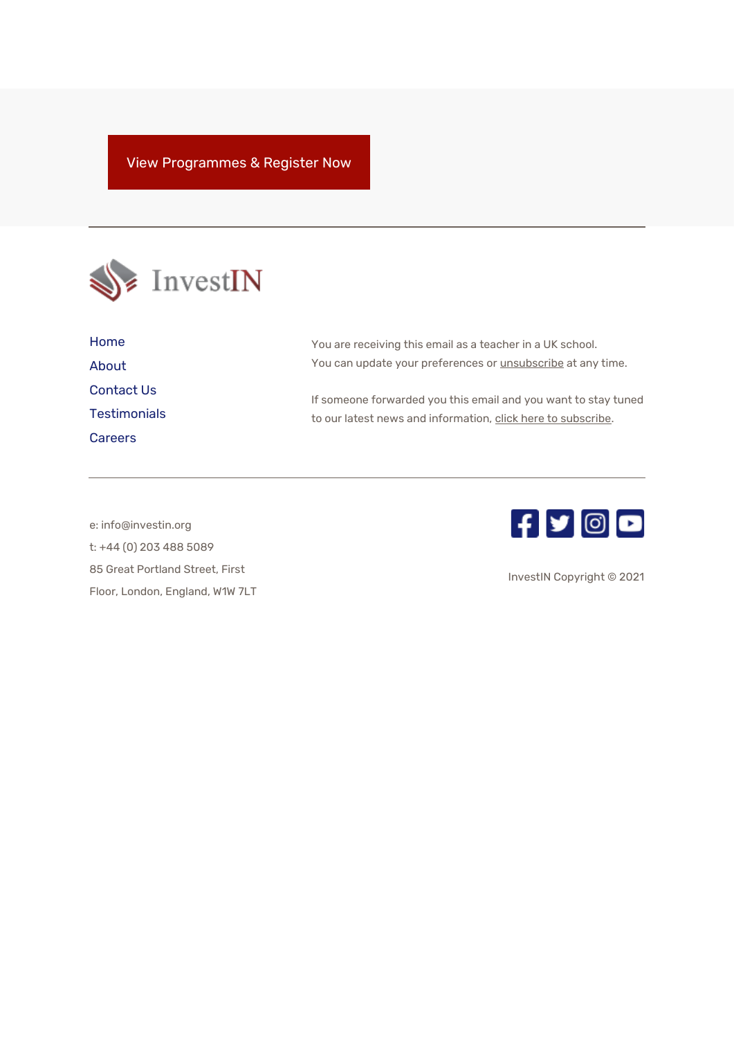View Programmes & Register Now

---

InvestIN

- Home
- About
- Contact Us
- Testimonials
- Careers

You are receiving this email as a teacher in a UK school.
You can update your preferences or unsubscribe at any time.

If someone forwarded you this email and you want to stay tuned to our latest news and information, click here to subscribe.

---

e: info@investin.org
t: +44 (0) 203 488 5089
85 Great Portland Street, First Floor, London, England, W1W 7LT

InvestIN Copyright © 2021